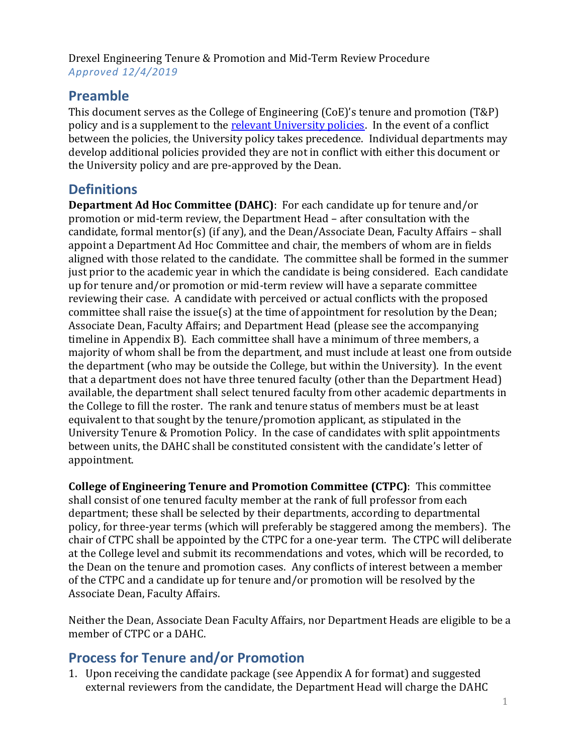Drexel Engineering Tenure & Promotion and Mid-Term Review Procedure
*Approved 12/4/2019*

## Preamble

This document serves as the College of Engineering (CoE)'s tenure and promotion (T&P) policy and is a supplement to the relevant University policies. In the event of a conflict between the policies, the University policy takes precedence. Individual departments may develop additional policies provided they are not in conflict with either this document or the University policy and are pre-approved by the Dean.

## Definitions

**Department Ad Hoc Committee (DAHC)**: For each candidate up for tenure and/or promotion or mid-term review, the Department Head – after consultation with the candidate, formal mentor(s) (if any), and the Dean/Associate Dean, Faculty Affairs – shall appoint a Department Ad Hoc Committee and chair, the members of whom are in fields aligned with those related to the candidate. The committee shall be formed in the summer just prior to the academic year in which the candidate is being considered. Each candidate up for tenure and/or promotion or mid-term review will have a separate committee reviewing their case. A candidate with perceived or actual conflicts with the proposed committee shall raise the issue(s) at the time of appointment for resolution by the Dean; Associate Dean, Faculty Affairs; and Department Head (please see the accompanying timeline in Appendix B). Each committee shall have a minimum of three members, a majority of whom shall be from the department, and must include at least one from outside the department (who may be outside the College, but within the University). In the event that a department does not have three tenured faculty (other than the Department Head) available, the department shall select tenured faculty from other academic departments in the College to fill the roster. The rank and tenure status of members must be at least equivalent to that sought by the tenure/promotion applicant, as stipulated in the University Tenure & Promotion Policy. In the case of candidates with split appointments between units, the DAHC shall be constituted consistent with the candidate's letter of appointment.

**College of Engineering Tenure and Promotion Committee (CTPC)**: This committee shall consist of one tenured faculty member at the rank of full professor from each department; these shall be selected by their departments, according to departmental policy, for three-year terms (which will preferably be staggered among the members). The chair of CTPC shall be appointed by the CTPC for a one-year term. The CTPC will deliberate at the College level and submit its recommendations and votes, which will be recorded, to the Dean on the tenure and promotion cases. Any conflicts of interest between a member of the CTPC and a candidate up for tenure and/or promotion will be resolved by the Associate Dean, Faculty Affairs.

Neither the Dean, Associate Dean Faculty Affairs, nor Department Heads are eligible to be a member of CTPC or a DAHC.

## Process for Tenure and/or Promotion

1. Upon receiving the candidate package (see Appendix A for format) and suggested external reviewers from the candidate, the Department Head will charge the DAHC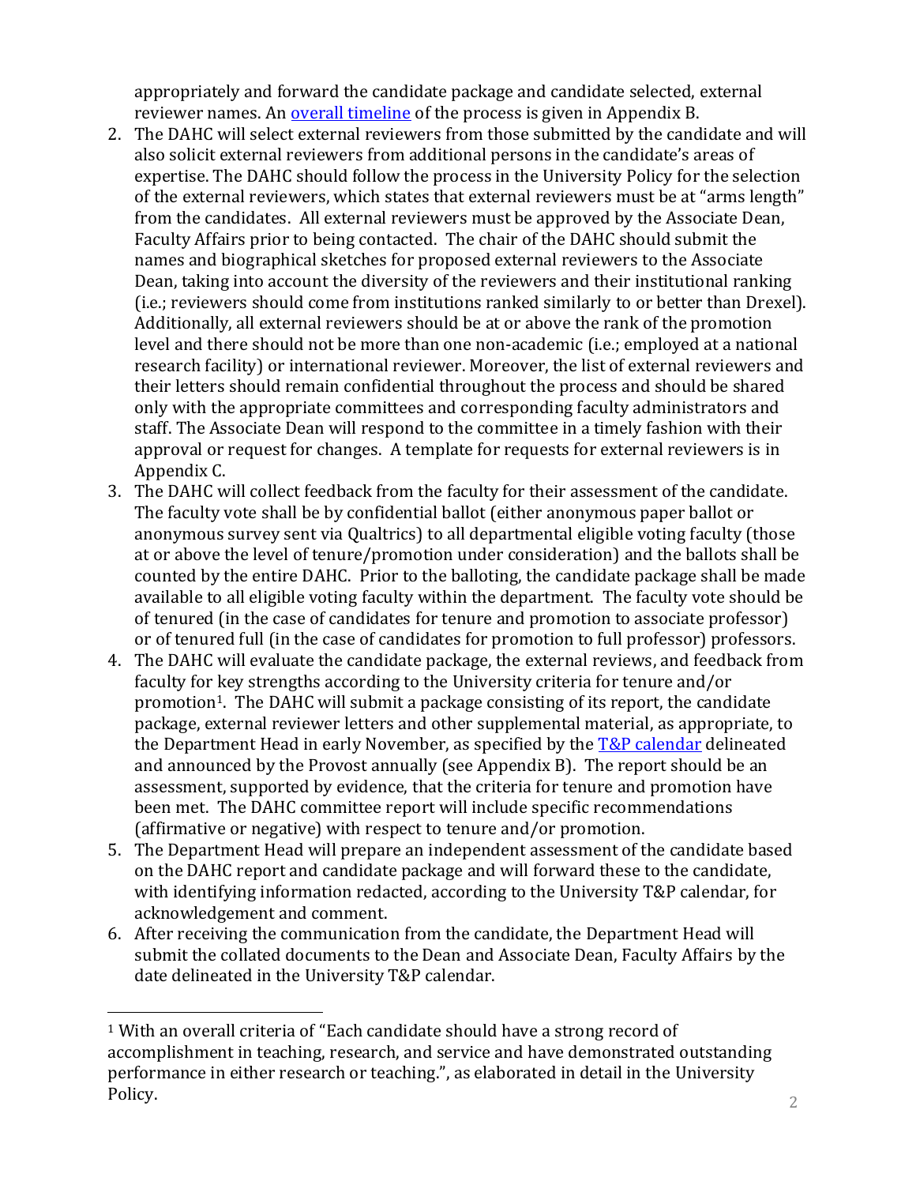appropriately and forward the candidate package and candidate selected, external reviewer names. An [overall timeline](#) of the process is given in Appendix B.

2. The DAHC will select external reviewers from those submitted by the candidate and will also solicit external reviewers from additional persons in the candidate's areas of expertise. The DAHC should follow the process in the University Policy for the selection of the external reviewers, which states that external reviewers must be at "arms length" from the candidates. All external reviewers must be approved by the Associate Dean, Faculty Affairs prior to being contacted. The chair of the DAHC should submit the names and biographical sketches for proposed external reviewers to the Associate Dean, taking into account the diversity of the reviewers and their institutional ranking (i.e.; reviewers should come from institutions ranked similarly to or better than Drexel). Additionally, all external reviewers should be at or above the rank of the promotion level and there should not be more than one non-academic (i.e.; employed at a national research facility) or international reviewer. Moreover, the list of external reviewers and their letters should remain confidential throughout the process and should be shared only with the appropriate committees and corresponding faculty administrators and staff. The Associate Dean will respond to the committee in a timely fashion with their approval or request for changes. A template for requests for external reviewers is in Appendix C.
3. The DAHC will collect feedback from the faculty for their assessment of the candidate. The faculty vote shall be by confidential ballot (either anonymous paper ballot or anonymous survey sent via Qualtrics) to all departmental eligible voting faculty (those at or above the level of tenure/promotion under consideration) and the ballots shall be counted by the entire DAHC. Prior to the balloting, the candidate package shall be made available to all eligible voting faculty within the department. The faculty vote should be of tenured (in the case of candidates for tenure and promotion to associate professor) or of tenured full (in the case of candidates for promotion to full professor) professors.
4. The DAHC will evaluate the candidate package, the external reviews, and feedback from faculty for key strengths according to the University criteria for tenure and/or promotion[1]. The DAHC will submit a package consisting of its report, the candidate package, external reviewer letters and other supplemental material, as appropriate, to the Department Head in early November, as specified by the [T&P calendar](#) delineated and announced by the Provost annually (see Appendix B). The report should be an assessment, supported by evidence, that the criteria for tenure and promotion have been met. The DAHC committee report will include specific recommendations (affirmative or negative) with respect to tenure and/or promotion.
5. The Department Head will prepare an independent assessment of the candidate based on the DAHC report and candidate package and will forward these to the candidate, with identifying information redacted, according to the University T&P calendar, for acknowledgement and comment.
6. After receiving the communication from the candidate, the Department Head will submit the collated documents to the Dean and Associate Dean, Faculty Affairs by the date delineated in the University T&P calendar.

---

[1] With an overall criteria of "Each candidate should have a strong record of accomplishment in teaching, research, and service and have demonstrated outstanding performance in either research or teaching.", as elaborated in detail in the University Policy.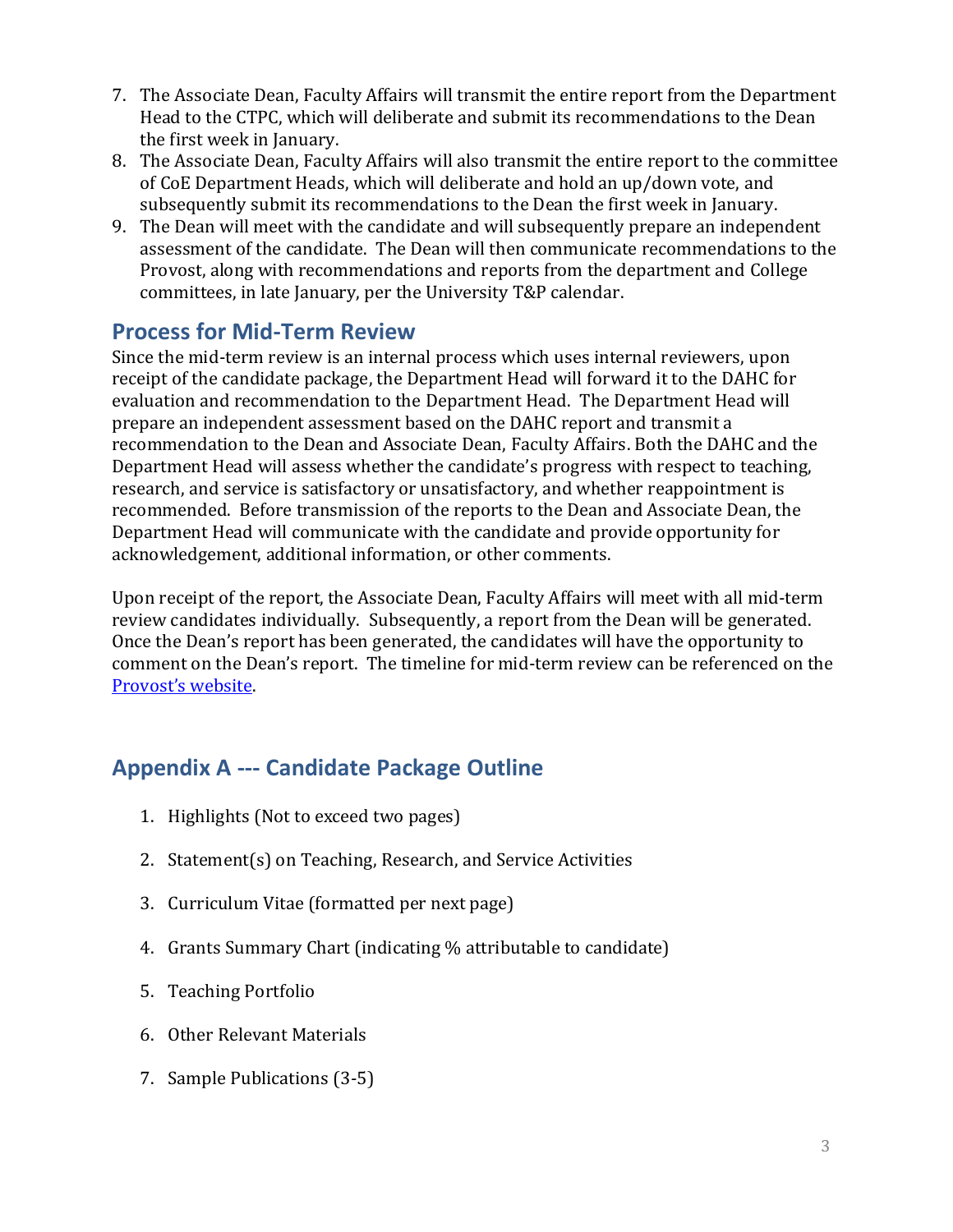7. The Associate Dean, Faculty Affairs will transmit the entire report from the Department Head to the CTPC, which will deliberate and submit its recommendations to the Dean the first week in January.
8. The Associate Dean, Faculty Affairs will also transmit the entire report to the committee of CoE Department Heads, which will deliberate and hold an up/down vote, and subsequently submit its recommendations to the Dean the first week in January.
9. The Dean will meet with the candidate and will subsequently prepare an independent assessment of the candidate. The Dean will then communicate recommendations to the Provost, along with recommendations and reports from the department and College committees, in late January, per the University T&P calendar.

## Process for Mid-Term Review

Since the mid-term review is an internal process which uses internal reviewers, upon receipt of the candidate package, the Department Head will forward it to the DAHC for evaluation and recommendation to the Department Head. The Department Head will prepare an independent assessment based on the DAHC report and transmit a recommendation to the Dean and Associate Dean, Faculty Affairs. Both the DAHC and the Department Head will assess whether the candidate's progress with respect to teaching, research, and service is satisfactory or unsatisfactory, and whether reappointment is recommended. Before transmission of the reports to the Dean and Associate Dean, the Department Head will communicate with the candidate and provide opportunity for acknowledgement, additional information, or other comments.

Upon receipt of the report, the Associate Dean, Faculty Affairs will meet with all mid-term review candidates individually. Subsequently, a report from the Dean will be generated. Once the Dean's report has been generated, the candidates will have the opportunity to comment on the Dean's report. The timeline for mid-term review can be referenced on the Provost's website.

## Appendix A --- Candidate Package Outline

1. Highlights (Not to exceed two pages)
2. Statement(s) on Teaching, Research, and Service Activities
3. Curriculum Vitae (formatted per next page)
4. Grants Summary Chart (indicating % attributable to candidate)
5. Teaching Portfolio
6. Other Relevant Materials
7. Sample Publications (3-5)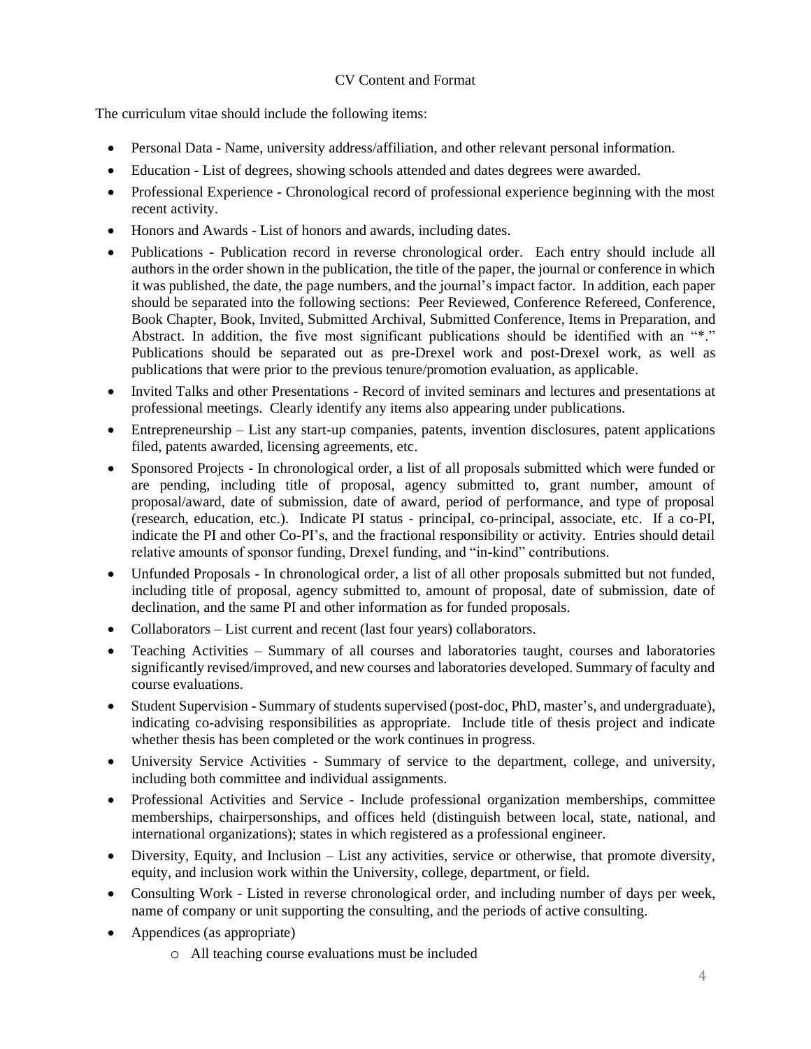## CV Content and Format

The curriculum vitae should include the following items:

- Personal Data - Name, university address/affiliation, and other relevant personal information.
- Education - List of degrees, showing schools attended and dates degrees were awarded.
- Professional Experience - Chronological record of professional experience beginning with the most recent activity.
- Honors and Awards - List of honors and awards, including dates.
- Publications - Publication record in reverse chronological order. Each entry should include all authors in the order shown in the publication, the title of the paper, the journal or conference in which it was published, the date, the page numbers, and the journal's impact factor. In addition, each paper should be separated into the following sections: Peer Reviewed, Conference Refereed, Conference, Book Chapter, Book, Invited, Submitted Archival, Submitted Conference, Items in Preparation, and Abstract. In addition, the five most significant publications should be identified with an "*." Publications should be separated out as pre-Drexel work and post-Drexel work, as well as publications that were prior to the previous tenure/promotion evaluation, as applicable.
- Invited Talks and other Presentations - Record of invited seminars and lectures and presentations at professional meetings. Clearly identify any items also appearing under publications.
- Entrepreneurship – List any start-up companies, patents, invention disclosures, patent applications filed, patents awarded, licensing agreements, etc.
- Sponsored Projects - In chronological order, a list of all proposals submitted which were funded or are pending, including title of proposal, agency submitted to, grant number, amount of proposal/award, date of submission, date of award, period of performance, and type of proposal (research, education, etc.). Indicate PI status - principal, co-principal, associate, etc. If a co-PI, indicate the PI and other Co-PI's, and the fractional responsibility or activity. Entries should detail relative amounts of sponsor funding, Drexel funding, and "in-kind" contributions.
- Unfunded Proposals - In chronological order, a list of all other proposals submitted but not funded, including title of proposal, agency submitted to, amount of proposal, date of submission, date of declination, and the same PI and other information as for funded proposals.
- Collaborators – List current and recent (last four years) collaborators.
- Teaching Activities – Summary of all courses and laboratories taught, courses and laboratories significantly revised/improved, and new courses and laboratories developed. Summary of faculty and course evaluations.
- Student Supervision - Summary of students supervised (post-doc, PhD, master's, and undergraduate), indicating co-advising responsibilities as appropriate. Include title of thesis project and indicate whether thesis has been completed or the work continues in progress.
- University Service Activities - Summary of service to the department, college, and university, including both committee and individual assignments.
- Professional Activities and Service - Include professional organization memberships, committee memberships, chairpersonships, and offices held (distinguish between local, state, national, and international organizations); states in which registered as a professional engineer.
- Diversity, Equity, and Inclusion – List any activities, service or otherwise, that promote diversity, equity, and inclusion work within the University, college, department, or field.
- Consulting Work - Listed in reverse chronological order, and including number of days per week, name of company or unit supporting the consulting, and the periods of active consulting.
- Appendices (as appropriate)
  - All teaching course evaluations must be included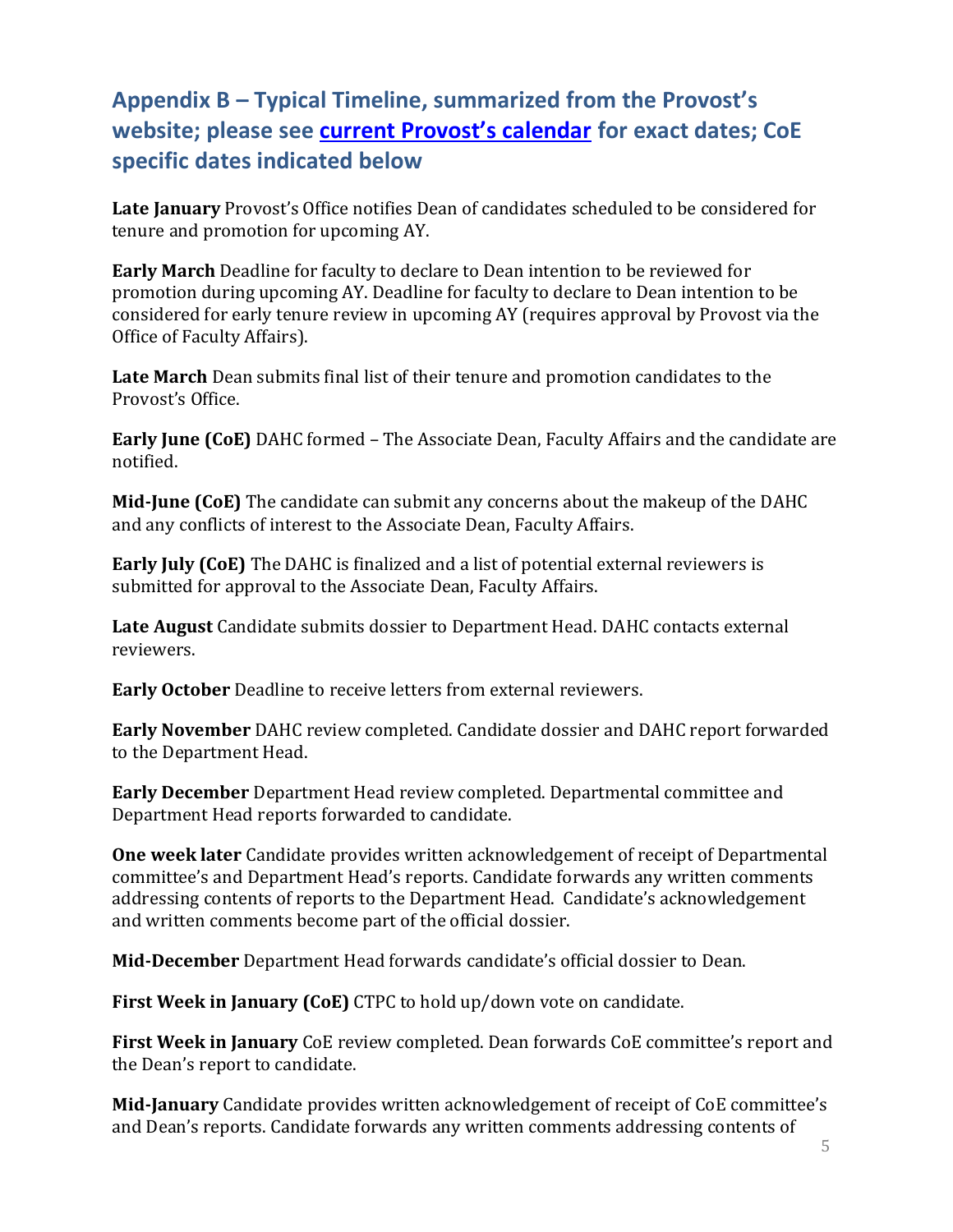## Appendix B – Typical Timeline, summarized from the Provost's website; please see [current Provost's calendar]() for exact dates; CoE specific dates indicated below

**Late January** Provost's Office notifies Dean of candidates scheduled to be considered for tenure and promotion for upcoming AY.

**Early March** Deadline for faculty to declare to Dean intention to be reviewed for promotion during upcoming AY. Deadline for faculty to declare to Dean intention to be considered for early tenure review in upcoming AY (requires approval by Provost via the Office of Faculty Affairs).

**Late March** Dean submits final list of their tenure and promotion candidates to the Provost's Office.

**Early June (CoE)** DAHC formed – The Associate Dean, Faculty Affairs and the candidate are notified.

**Mid-June (CoE)** The candidate can submit any concerns about the makeup of the DAHC and any conflicts of interest to the Associate Dean, Faculty Affairs.

**Early July (CoE)** The DAHC is finalized and a list of potential external reviewers is submitted for approval to the Associate Dean, Faculty Affairs.

**Late August** Candidate submits dossier to Department Head. DAHC contacts external reviewers.

**Early October** Deadline to receive letters from external reviewers.

**Early November** DAHC review completed. Candidate dossier and DAHC report forwarded to the Department Head.

**Early December** Department Head review completed. Departmental committee and Department Head reports forwarded to candidate.

**One week later** Candidate provides written acknowledgement of receipt of Departmental committee's and Department Head's reports. Candidate forwards any written comments addressing contents of reports to the Department Head. Candidate's acknowledgement and written comments become part of the official dossier.

**Mid-December** Department Head forwards candidate's official dossier to Dean.

**First Week in January (CoE)** CTPC to hold up/down vote on candidate.

**First Week in January** CoE review completed. Dean forwards CoE committee's report and the Dean's report to candidate.

**Mid-January** Candidate provides written acknowledgement of receipt of CoE committee's and Dean's reports. Candidate forwards any written comments addressing contents of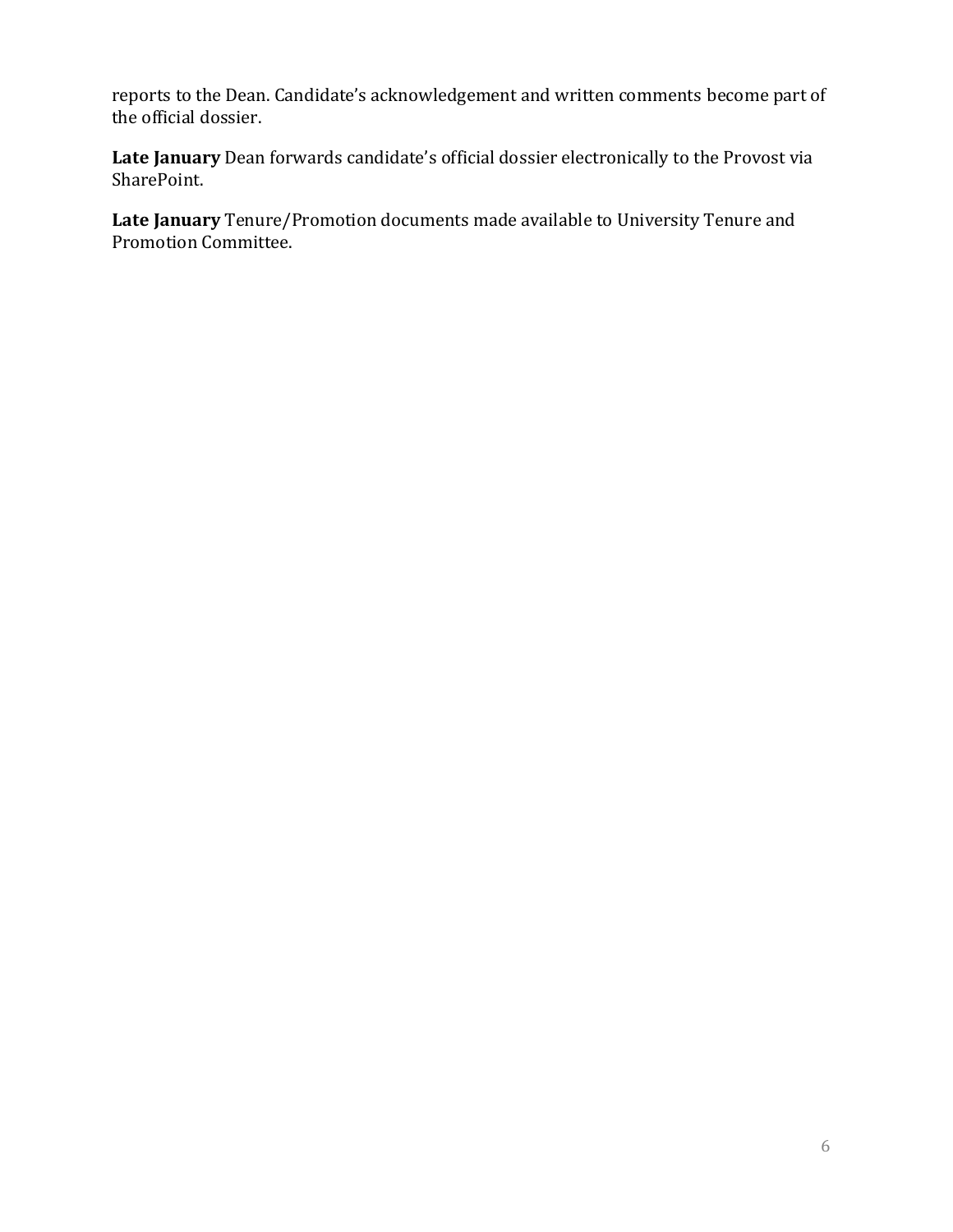reports to the Dean. Candidate's acknowledgement and written comments become part of the official dossier.

**Late January** Dean forwards candidate's official dossier electronically to the Provost via SharePoint.

**Late January** Tenure/Promotion documents made available to University Tenure and Promotion Committee.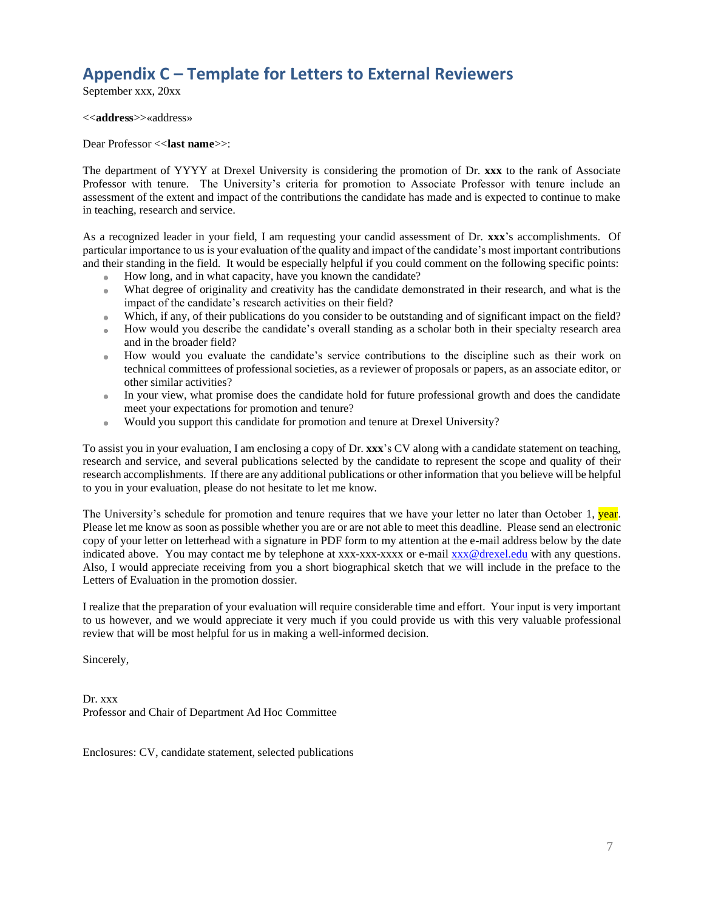## Appendix C – Template for Letters to External Reviewers

September xxx, 20xx

<<**address**>>«address»

Dear Professor <<**last name**>>:

The department of YYYY at Drexel University is considering the promotion of Dr. **xxx** to the rank of Associate Professor with tenure. The University's criteria for promotion to Associate Professor with tenure include an assessment of the extent and impact of the contributions the candidate has made and is expected to continue to make in teaching, research and service.

As a recognized leader in your field, I am requesting your candid assessment of Dr. **xxx**'s accomplishments. Of particular importance to us is your evaluation of the quality and impact of the candidate's most important contributions and their standing in the field. It would be especially helpful if you could comment on the following specific points:

- How long, and in what capacity, have you known the candidate?
- What degree of originality and creativity has the candidate demonstrated in their research, and what is the impact of the candidate's research activities on their field?
- Which, if any, of their publications do you consider to be outstanding and of significant impact on the field?
- How would you describe the candidate's overall standing as a scholar both in their specialty research area and in the broader field?
- How would you evaluate the candidate's service contributions to the discipline such as their work on technical committees of professional societies, as a reviewer of proposals or papers, as an associate editor, or other similar activities?
- In your view, what promise does the candidate hold for future professional growth and does the candidate meet your expectations for promotion and tenure?
- Would you support this candidate for promotion and tenure at Drexel University?

To assist you in your evaluation, I am enclosing a copy of Dr. **xxx**'s CV along with a candidate statement on teaching, research and service, and several publications selected by the candidate to represent the scope and quality of their research accomplishments. If there are any additional publications or other information that you believe will be helpful to you in your evaluation, please do not hesitate to let me know.

The University's schedule for promotion and tenure requires that we have your letter no later than October 1, year. Please let me know as soon as possible whether you are or are not able to meet this deadline. Please send an electronic copy of your letter on letterhead with a signature in PDF form to my attention at the e-mail address below by the date indicated above. You may contact me by telephone at xxx-xxx-xxxx or e-mail xxx@drexel.edu with any questions. Also, I would appreciate receiving from you a short biographical sketch that we will include in the preface to the Letters of Evaluation in the promotion dossier.

I realize that the preparation of your evaluation will require considerable time and effort. Your input is very important to us however, and we would appreciate it very much if you could provide us with this very valuable professional review that will be most helpful for us in making a well-informed decision.

Sincerely,

Dr. xxx
Professor and Chair of Department Ad Hoc Committee

Enclosures: CV, candidate statement, selected publications